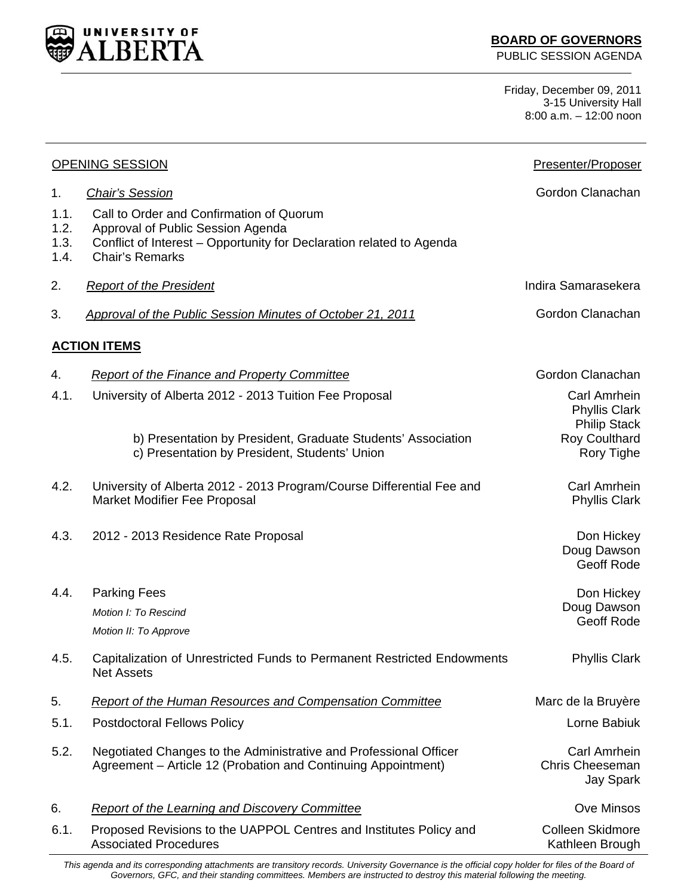**UNIVERSITY OF ALBERTA**

**BOARD OF GOVERNORS**
PUBLIC SESSION AGENDA

Friday, December 09, 2011
3-15 University Hall
8:00 a.m. – 12:00 noon

| OPENING SESSION | | Presenter/Proposer |
|---|---|---|
| 1. | *Chair's Session* | Gordon Clanachan |
| 1.1. | Call to Order and Confirmation of Quorum | |
| 1.2. | Approval of Public Session Agenda | |
| 1.3. | Conflict of Interest – Opportunity for Declaration related to Agenda | |
| 1.4. | Chair's Remarks | |
| 2. | *Report of the President* | Indira Samarasekera |
| 3. | *Approval of the Public Session Minutes of October 21, 2011* | Gordon Clanachan |

**ACTION ITEMS**

| | | |
|---|---|---|
| 4. | *Report of the Finance and Property Committee* | Gordon Clanachan |
| 4.1. | University of Alberta 2012 - 2013 Tuition Fee Proposal | Carl Amrhein<br>Phyllis Clark<br>Philip Stack |
| | b) Presentation by President, Graduate Students' Association | Roy Coulthard |
| | c) Presentation by President, Students' Union | Rory Tighe |
| 4.2. | University of Alberta 2012 - 2013 Program/Course Differential Fee and Market Modifier Fee Proposal | Carl Amrhein<br>Phyllis Clark |
| 4.3. | 2012 - 2013 Residence Rate Proposal | Don Hickey<br>Doug Dawson<br>Geoff Rode |
| 4.4. | Parking Fees<br>*Motion I: To Rescind*<br>*Motion II: To Approve* | Don Hickey<br>Doug Dawson<br>Geoff Rode |
| 4.5. | Capitalization of Unrestricted Funds to Permanent Restricted Endowments Net Assets | Phyllis Clark |
| 5. | *Report of the Human Resources and Compensation Committee* | Marc de la Bruyère |
| 5.1. | Postdoctoral Fellows Policy | Lorne Babiuk |
| 5.2. | Negotiated Changes to the Administrative and Professional Officer Agreement – Article 12 (Probation and Continuing Appointment) | Carl Amrhein<br>Chris Cheeseman<br>Jay Spark |
| 6. | *Report of the Learning and Discovery Committee* | Ove Minsos |
| 6.1. | Proposed Revisions to the UAPPOL Centres and Institutes Policy and Associated Procedures | Colleen Skidmore<br>Kathleen Brough |

*This agenda and its corresponding attachments are transitory records. University Governance is the official copy holder for files of the Board of Governors, GFC, and their standing committees. Members are instructed to destroy this material following the meeting.*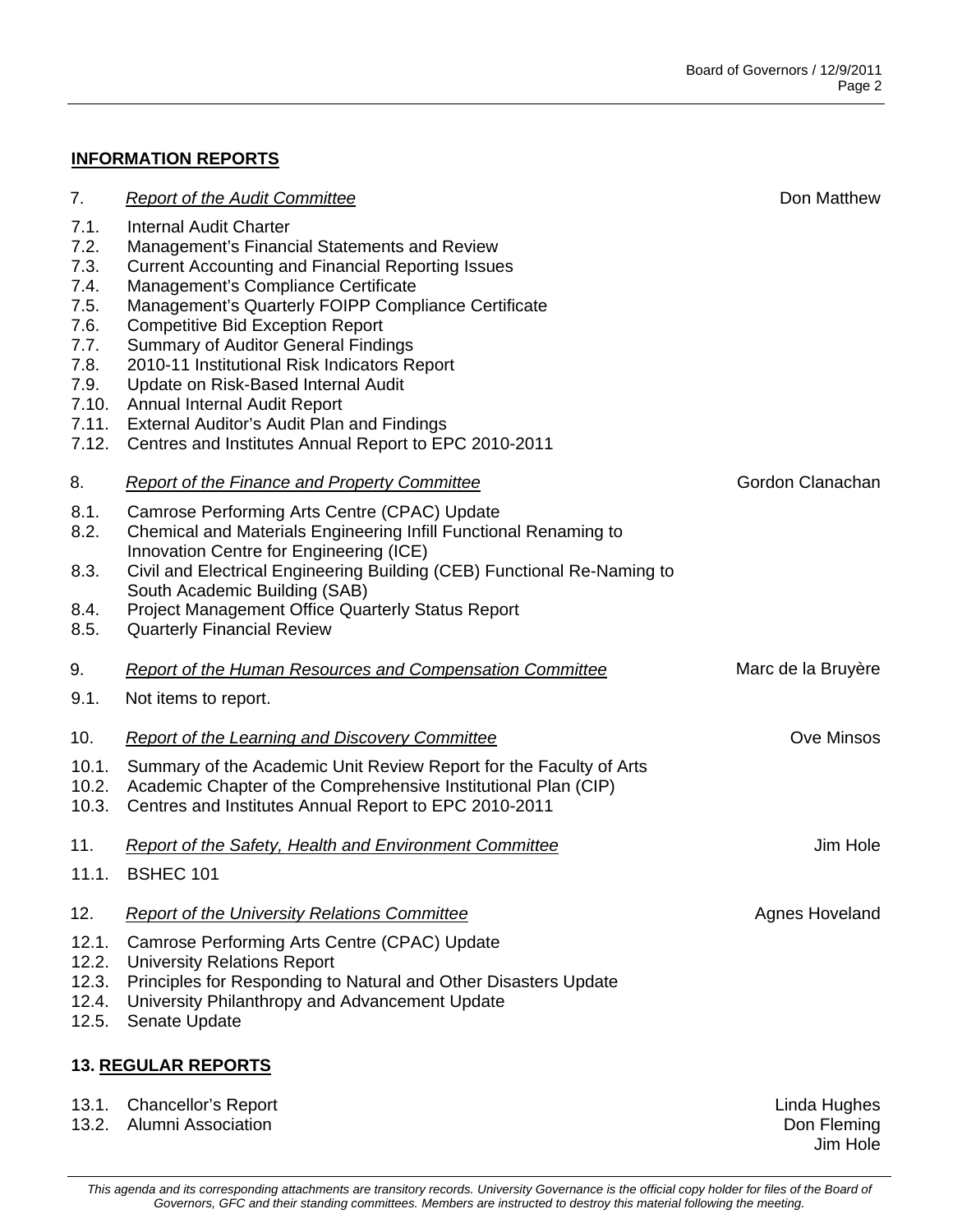## INFORMATION REPORTS

7. *Report of the Audit Committee* — Don Matthew

- 7.1. Internal Audit Charter
- 7.2. Management's Financial Statements and Review
- 7.3. Current Accounting and Financial Reporting Issues
- 7.4. Management's Compliance Certificate
- 7.5. Management's Quarterly FOIPP Compliance Certificate
- 7.6. Competitive Bid Exception Report
- 7.7. Summary of Auditor General Findings
- 7.8. 2010-11 Institutional Risk Indicators Report
- 7.9. Update on Risk-Based Internal Audit
- 7.10. Annual Internal Audit Report
- 7.11. External Auditor's Audit Plan and Findings
- 7.12. Centres and Institutes Annual Report to EPC 2010-2011

8. *Report of the Finance and Property Committee* — Gordon Clanachan

- 8.1. Camrose Performing Arts Centre (CPAC) Update
- 8.2. Chemical and Materials Engineering Infill Functional Renaming to Innovation Centre for Engineering (ICE)
- 8.3. Civil and Electrical Engineering Building (CEB) Functional Re-Naming to South Academic Building (SAB)
- 8.4. Project Management Office Quarterly Status Report
- 8.5. Quarterly Financial Review

9. *Report of the Human Resources and Compensation Committee* — Marc de la Bruyère

- 9.1. Not items to report.

10. *Report of the Learning and Discovery Committee* — Ove Minsos

- 10.1. Summary of the Academic Unit Review Report for the Faculty of Arts
- 10.2. Academic Chapter of the Comprehensive Institutional Plan (CIP)
- 10.3. Centres and Institutes Annual Report to EPC 2010-2011

11. *Report of the Safety, Health and Environment Committee* — Jim Hole

- 11.1. BSHEC 101

12. *Report of the University Relations Committee* — Agnes Hoveland

- 12.1. Camrose Performing Arts Centre (CPAC) Update
- 12.2. University Relations Report
- 12.3. Principles for Responding to Natural and Other Disasters Update
- 12.4. University Philanthropy and Advancement Update
- 12.5. Senate Update

## 13. REGULAR REPORTS

- 13.1. Chancellor's Report — Linda Hughes
- 13.2. Alumni Association — Don Fleming, Jim Hole

*This agenda and its corresponding attachments are transitory records. University Governance is the official copy holder for files of the Board of Governors, GFC and their standing committees. Members are instructed to destroy this material following the meeting.*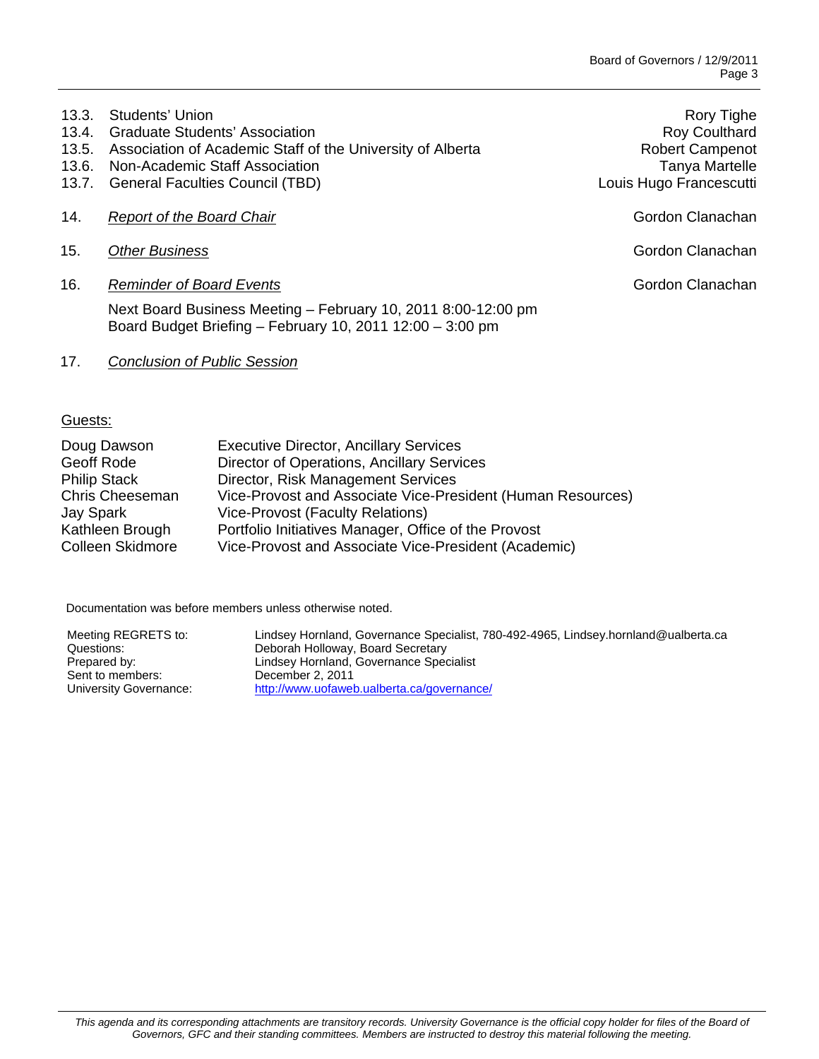13.3. Students' Union — Rory Tighe
13.4. Graduate Students' Association — Roy Coulthard
13.5. Association of Academic Staff of the University of Alberta — Robert Campenot
13.6. Non-Academic Staff Association — Tanya Martelle
13.7. General Faculties Council (TBD) — Louis Hugo Francescutti

14. *Report of the Board Chair* — Gordon Clanachan

15. *Other Business* — Gordon Clanachan

16. *Reminder of Board Events* — Gordon Clanachan

    Next Board Business Meeting – February 10, 2011 8:00-12:00 pm
    Board Budget Briefing – February 10, 2011 12:00 – 3:00 pm

17. *Conclusion of Public Session*

Guests:

| | |
|---|---|
| Doug Dawson | Executive Director, Ancillary Services |
| Geoff Rode | Director of Operations, Ancillary Services |
| Philip Stack | Director, Risk Management Services |
| Chris Cheeseman | Vice-Provost and Associate Vice-President (Human Resources) |
| Jay Spark | Vice-Provost (Faculty Relations) |
| Kathleen Brough | Portfolio Initiatives Manager, Office of the Provost |
| Colleen Skidmore | Vice-Provost and Associate Vice-President (Academic) |

Documentation was before members unless otherwise noted.

| | |
|---|---|
| Meeting REGRETS to: | Lindsey Hornland, Governance Specialist, 780-492-4965, Lindsey.hornland@ualberta.ca |
| Questions: | Deborah Holloway, Board Secretary |
| Prepared by: | Lindsey Hornland, Governance Specialist |
| Sent to members: | December 2, 2011 |
| University Governance: | http://www.uofaweb.ualberta.ca/governance/ |

*This agenda and its corresponding attachments are transitory records. University Governance is the official copy holder for files of the Board of Governors, GFC and their standing committees. Members are instructed to destroy this material following the meeting.*